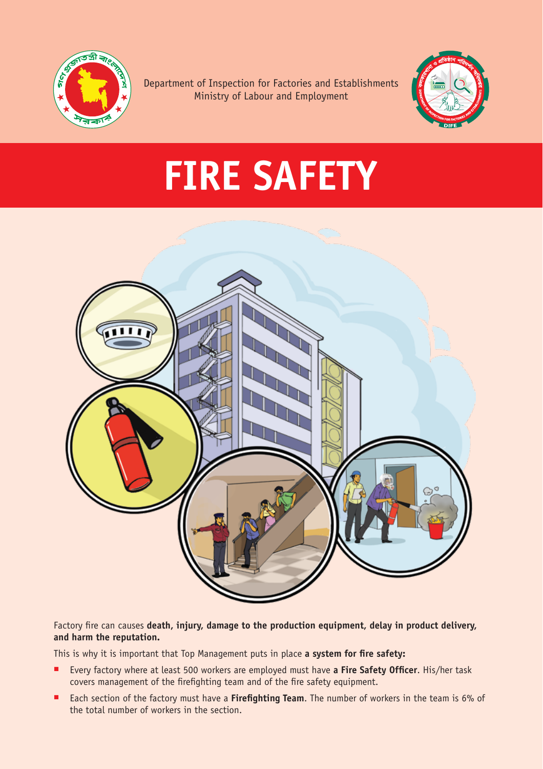Department of Inspection for Factories and Establishments
Ministry of Labour and Employment

# FIRE SAFETY

Factory fire can causes **death, injury, damage to the production equipment, delay in product delivery, and harm the reputation.**

This is why it is important that Top Management puts in place **a system for fire safety:**

- Every factory where at least 500 workers are employed must have **a Fire Safety Officer**. His/her task covers management of the firefighting team and of the fire safety equipment.
- Each section of the factory must have a **Firefighting Team**. The number of workers in the team is 6% of the total number of workers in the section.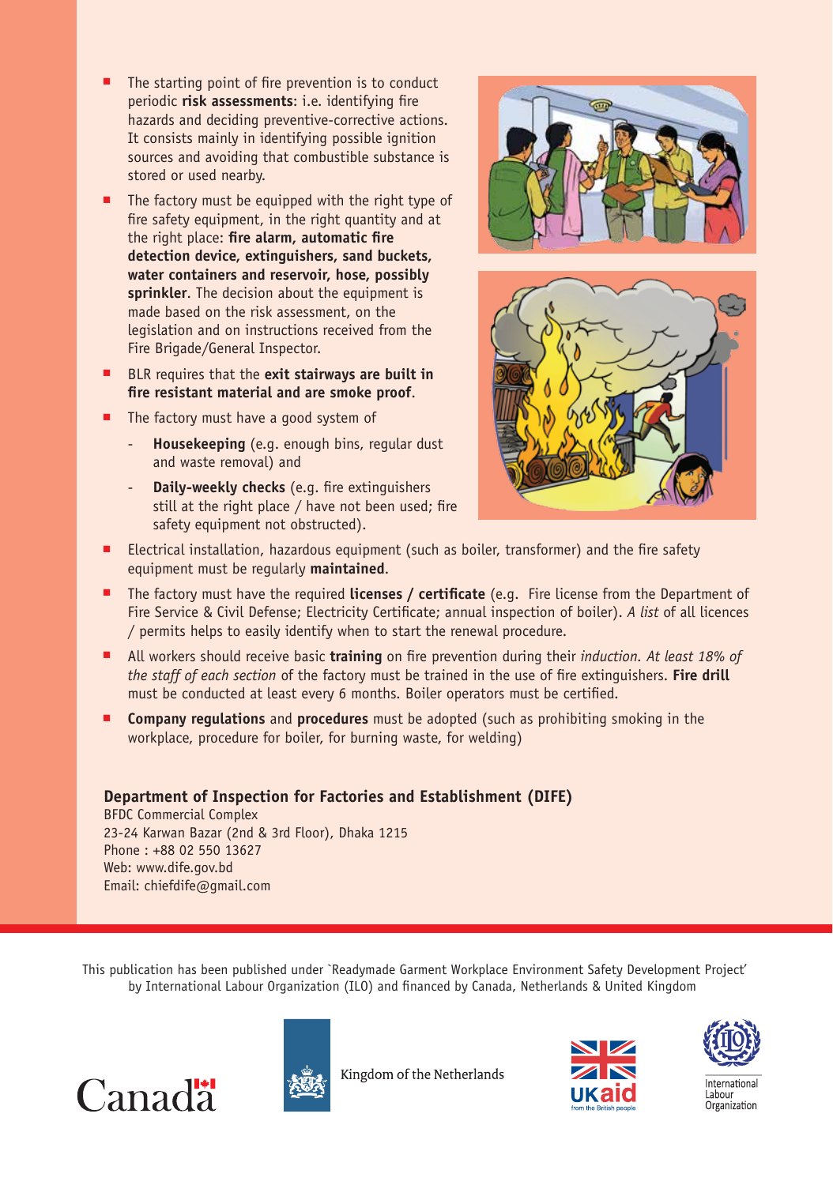- The starting point of fire prevention is to conduct periodic **risk assessments**: i.e. identifying fire hazards and deciding preventive-corrective actions. It consists mainly in identifying possible ignition sources and avoiding that combustible substance is stored or used nearby.
- The factory must be equipped with the right type of fire safety equipment, in the right quantity and at the right place: **fire alarm, automatic fire detection device, extinguishers, sand buckets, water containers and reservoir, hose, possibly sprinkler**. The decision about the equipment is made based on the risk assessment, on the legislation and on instructions received from the Fire Brigade/General Inspector.
- BLR requires that the **exit stairways are built in fire resistant material and are smoke proof**.
- The factory must have a good system of
  - **Housekeeping** (e.g. enough bins, regular dust and waste removal) and
  - **Daily-weekly checks** (e.g. fire extinguishers still at the right place / have not been used; fire safety equipment not obstructed).
- Electrical installation, hazardous equipment (such as boiler, transformer) and the fire safety equipment must be regularly **maintained**.
- The factory must have the required **licenses / certificate** (e.g. Fire license from the Department of Fire Service & Civil Defense; Electricity Certificate; annual inspection of boiler). *A list* of all licences / permits helps to easily identify when to start the renewal procedure.
- All workers should receive basic **training** on fire prevention during their *induction*. *At least 18% of the staff of each section* of the factory must be trained in the use of fire extinguishers. **Fire drill** must be conducted at least every 6 months. Boiler operators must be certified.
- **Company regulations** and **procedures** must be adopted (such as prohibiting smoking in the workplace, procedure for boiler, for burning waste, for welding)

**Department of Inspection for Factories and Establishment (DIFE)**
BFDC Commercial Complex
23-24 Karwan Bazar (2nd & 3rd Floor), Dhaka 1215
Phone : +88 02 550 13627
Web: www.dife.gov.bd
Email: chiefdife@gmail.com

This publication has been published under `Readymade Garment Workplace Environment Safety Development Project' by International Labour Organization (ILO) and financed by Canada, Netherlands & United Kingdom

Canada

Kingdom of the Netherlands

UKaid from the British people

International Labour Organization